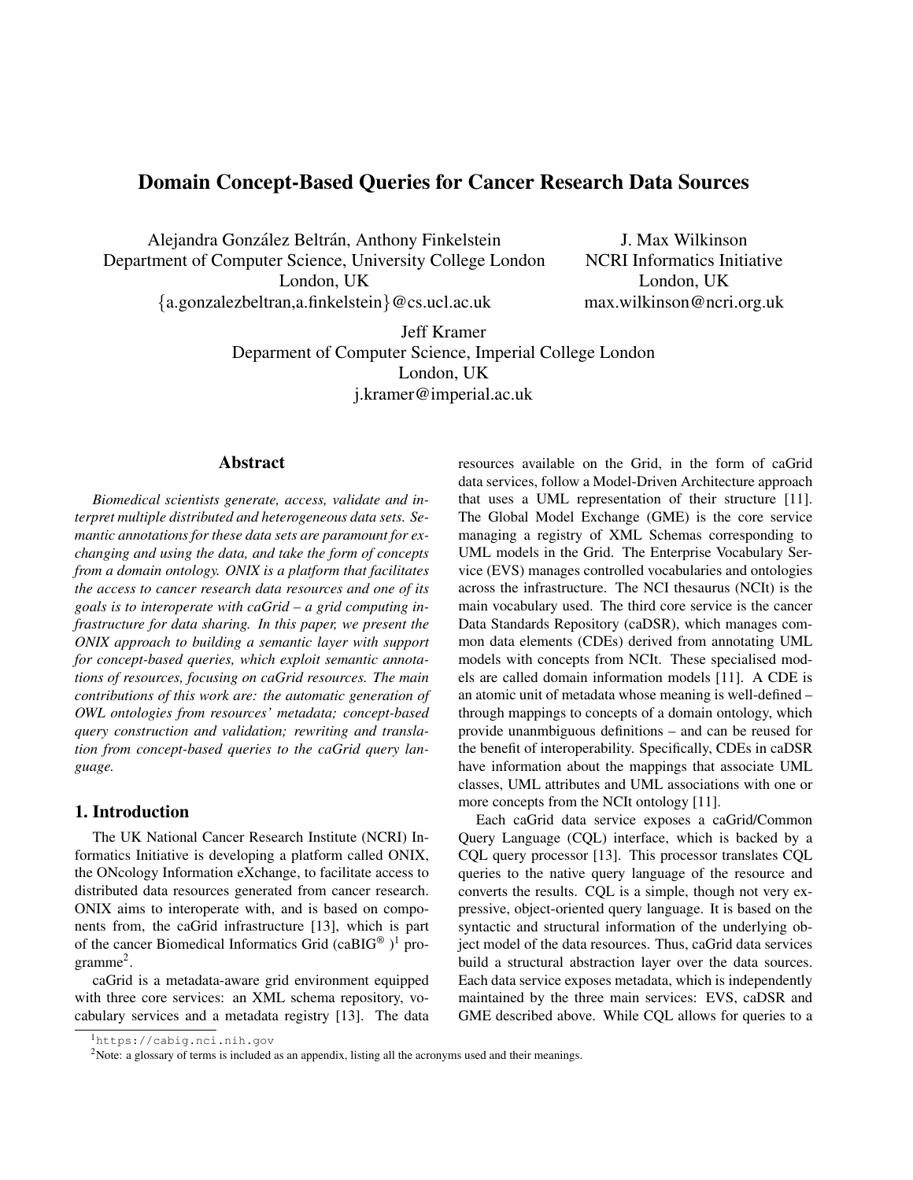# Domain Concept-Based Queries for Cancer Research Data Sources

Alejandra González Beltrán, Anthony Finkelstein
Department of Computer Science, University College London
London, UK
{a.gonzalezbeltran,a.finkelstein}@cs.ucl.ac.uk

J. Max Wilkinson
NCRI Informatics Initiative
London, UK
max.wilkinson@ncri.org.uk

Jeff Kramer
Deparment of Computer Science, Imperial College London
London, UK
j.kramer@imperial.ac.uk

## Abstract

*Biomedical scientists generate, access, validate and interpret multiple distributed and heterogeneous data sets. Semantic annotations for these data sets are paramount for exchanging and using the data, and take the form of concepts from a domain ontology. ONIX is a platform that facilitates the access to cancer research data resources and one of its goals is to interoperate with caGrid – a grid computing infrastructure for data sharing. In this paper, we present the ONIX approach to building a semantic layer with support for concept-based queries, which exploit semantic annotations of resources, focusing on caGrid resources. The main contributions of this work are: the automatic generation of OWL ontologies from resources' metadata; concept-based query construction and validation; rewriting and translation from concept-based queries to the caGrid query language.*

## 1. Introduction

The UK National Cancer Research Institute (NCRI) Informatics Initiative is developing a platform called ONIX, the ONcology Information eXchange, to facilitate access to distributed data resources generated from cancer research. ONIX aims to interoperate with, and is based on components from, the caGrid infrastructure [13], which is part of the cancer Biomedical Informatics Grid (caBIG® )[1] programme[2].

caGrid is a metadata-aware grid environment equipped with three core services: an XML schema repository, vocabulary services and a metadata registry [13]. The data resources available on the Grid, in the form of caGrid data services, follow a Model-Driven Architecture approach that uses a UML representation of their structure [11]. The Global Model Exchange (GME) is the core service managing a registry of XML Schemas corresponding to UML models in the Grid. The Enterprise Vocabulary Service (EVS) manages controlled vocabularies and ontologies across the infrastructure. The NCI thesaurus (NCIt) is the main vocabulary used. The third core service is the cancer Data Standards Repository (caDSR), which manages common data elements (CDEs) derived from annotating UML models with concepts from NCIt. These specialised models are called domain information models [11]. A CDE is an atomic unit of metadata whose meaning is well-defined – through mappings to concepts of a domain ontology, which provide unanmbiguous definitions – and can be reused for the benefit of interoperability. Specifically, CDEs in caDSR have information about the mappings that associate UML classes, UML attributes and UML associations with one or more concepts from the NCIt ontology [11].

Each caGrid data service exposes a caGrid/Common Query Language (CQL) interface, which is backed by a CQL query processor [13]. This processor translates CQL queries to the native query language of the resource and converts the results. CQL is a simple, though not very expressive, object-oriented query language. It is based on the syntactic and structural information of the underlying object model of the data resources. Thus, caGrid data services build a structural abstraction layer over the data sources. Each data service exposes metadata, which is independently maintained by the three main services: EVS, caDSR and GME described above. While CQL allows for queries to a

[1] https://cabig.nci.nih.gov

[2] Note: a glossary of terms is included as an appendix, listing all the acronyms used and their meanings.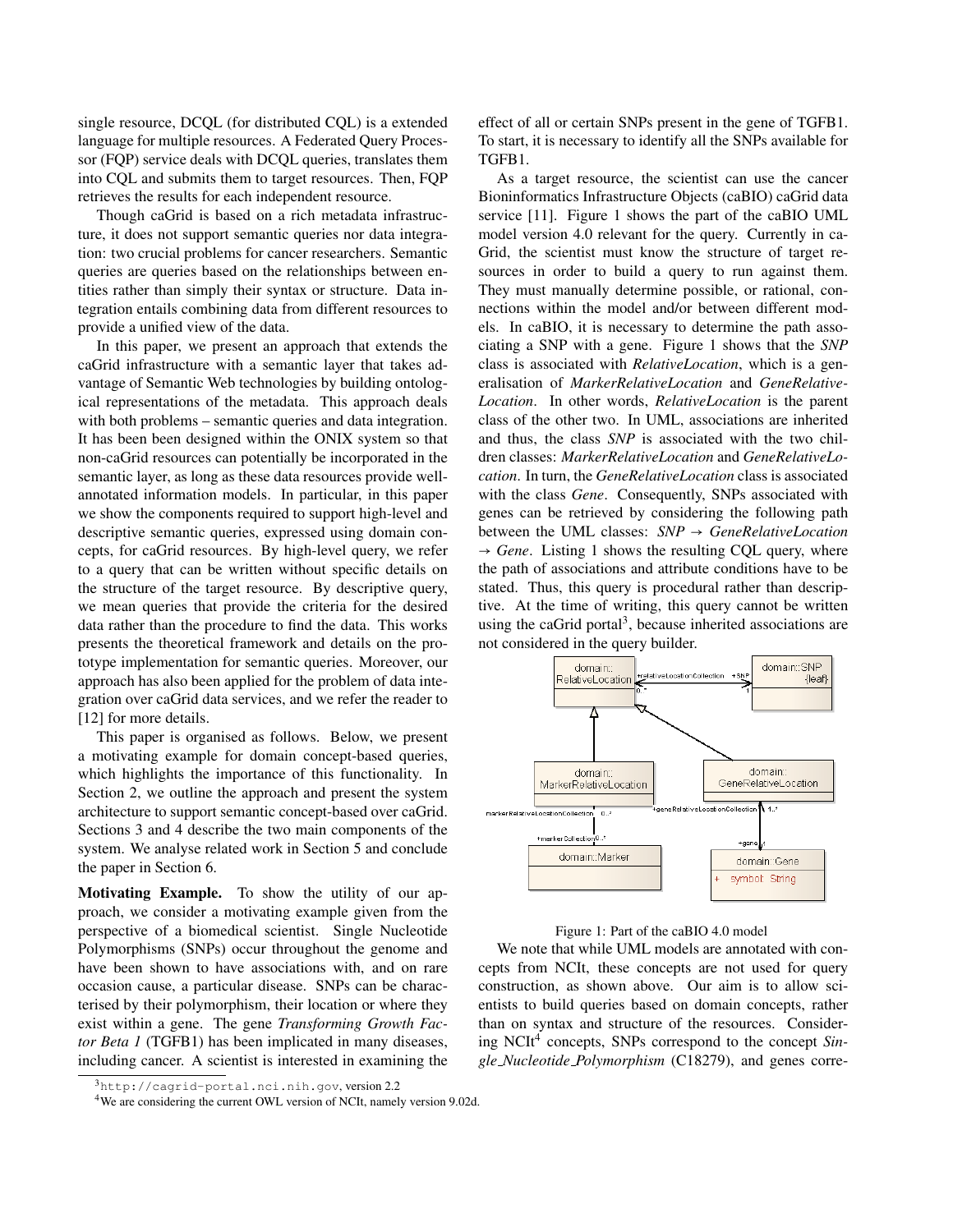single resource, DCQL (for distributed CQL) is a extended language for multiple resources. A Federated Query Processor (FQP) service deals with DCQL queries, translates them into CQL and submits them to target resources. Then, FQP retrieves the results for each independent resource.

Though caGrid is based on a rich metadata infrastructure, it does not support semantic queries nor data integration: two crucial problems for cancer researchers. Semantic queries are queries based on the relationships between entities rather than simply their syntax or structure. Data integration entails combining data from different resources to provide a unified view of the data.

In this paper, we present an approach that extends the caGrid infrastructure with a semantic layer that takes advantage of Semantic Web technologies by building ontological representations of the metadata. This approach deals with both problems – semantic queries and data integration. It has been been designed within the ONIX system so that non-caGrid resources can potentially be incorporated in the semantic layer, as long as these data resources provide well-annotated information models. In particular, in this paper we show the components required to support high-level and descriptive semantic queries, expressed using domain concepts, for caGrid resources. By high-level query, we refer to a query that can be written without specific details on the structure of the target resource. By descriptive query, we mean queries that provide the criteria for the desired data rather than the procedure to find the data. This works presents the theoretical framework and details on the prototype implementation for semantic queries. Moreover, our approach has also been applied for the problem of data integration over caGrid data services, and we refer the reader to [12] for more details.

This paper is organised as follows. Below, we present a motivating example for domain concept-based queries, which highlights the importance of this functionality. In Section 2, we outline the approach and present the system architecture to support semantic concept-based over caGrid. Sections 3 and 4 describe the two main components of the system. We analyse related work in Section 5 and conclude the paper in Section 6.

**Motivating Example.** To show the utility of our approach, we consider a motivating example given from the perspective of a biomedical scientist. Single Nucleotide Polymorphisms (SNPs) occur throughout the genome and have been shown to have associations with, and on rare occasion cause, a particular disease. SNPs can be characterised by their polymorphism, their location or where they exist within a gene. The gene *Transforming Growth Factor Beta 1* (TGFB1) has been implicated in many diseases, including cancer. A scientist is interested in examining the effect of all or certain SNPs present in the gene of TGFB1. To start, it is necessary to identify all the SNPs available for TGFB1.

As a target resource, the scientist can use the cancer Bioninformatics Infrastructure Objects (caBIO) caGrid data service [11]. Figure 1 shows the part of the caBIO UML model version 4.0 relevant for the query. Currently in caGrid, the scientist must know the structure of target resources in order to build a query to run against them. They must manually determine possible, or rational, connections within the model and/or between different models. In caBIO, it is necessary to determine the path associating a SNP with a gene. Figure 1 shows that the *SNP* class is associated with *RelativeLocation*, which is a generalisation of *MarkerRelativeLocation* and *GeneRelativeLocation*. In other words, *RelativeLocation* is the parent class of the other two. In UML, associations are inherited and thus, the class *SNP* is associated with the two children classes: *MarkerRelativeLocation* and *GeneRelativeLocation*. In turn, the *GeneRelativeLocation* class is associated with the class *Gene*. Consequently, SNPs associated with genes can be retrieved by considering the following path between the UML classes: *SNP* → *GeneRelativeLocation* → *Gene*. Listing 1 shows the resulting CQL query, where the path of associations and attribute conditions have to be stated. Thus, this query is procedural rather than descriptive. At the time of writing, this query cannot be written using the caGrid portal[3], because inherited associations are not considered in the query builder.

Figure 1: Part of the caBIO 4.0 model

We note that while UML models are annotated with concepts from NCIt, these concepts are not used for query construction, as shown above. Our aim is to allow scientists to build queries based on domain concepts, rather than on syntax and structure of the resources. Considering NCIt[4] concepts, SNPs correspond to the concept *Single_Nucleotide_Polymorphism* (C18279), and genes corre-

[3] http://cagrid-portal.nci.nih.gov, version 2.2

[4] We are considering the current OWL version of NCIt, namely version 9.02d.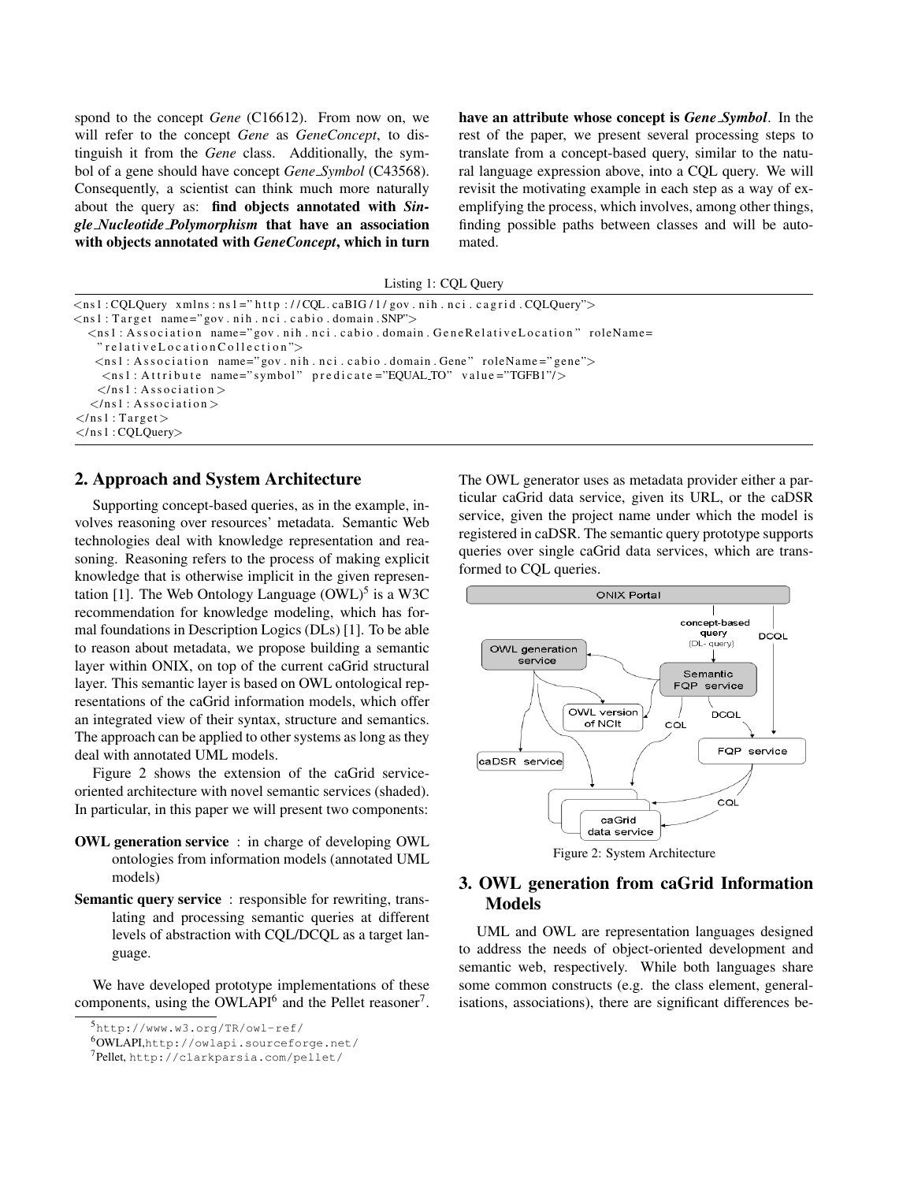spond to the concept *Gene* (C16612). From now on, we will refer to the concept *Gene* as *GeneConcept*, to distinguish it from the *Gene* class. Additionally, the symbol of a gene should have concept *Gene_Symbol* (C43568). Consequently, a scientist can think much more naturally about the query as: **find objects annotated with *Single_Nucleotide_Polymorphism* that have an association with objects annotated with *GeneConcept*, which in turn have an attribute whose concept is *Gene_Symbol*.** In the rest of the paper, we present several processing steps to translate from a concept-based query, similar to the natural language expression above, into a CQL query. We will revisit the motivating example in each step as a way of exemplifying the process, which involves, among other things, finding possible paths between classes and will be automated.

Listing 1: CQL Query

```
<ns1:CQLQuery xmlns:ns1="http://CQL.caBIG/1/gov.nih.nci.cagrid.CQLQuery">
<ns1:Target name="gov.nih.nci.cabio.domain.SNP">
  <ns1:Association name="gov.nih.nci.cabio.domain.GeneRelativeLocation" roleName=
   "relativeLocationCollection">
   <ns1:Association name="gov.nih.nci.cabio.domain.Gene" roleName="gene">
    <ns1:Attribute name="symbol" predicate="EQUAL_TO" value="TGFB1"/>
   </ns1:Association>
  </ns1:Association>
</ns1:Target>
</ns1:CQLQuery>
```

## 2. Approach and System Architecture

Supporting concept-based queries, as in the example, involves reasoning over resources' metadata. Semantic Web technologies deal with knowledge representation and reasoning. Reasoning refers to the process of making explicit knowledge that is otherwise implicit in the given representation [1]. The Web Ontology Language (OWL)[5] is a W3C recommendation for knowledge modeling, which has formal foundations in Description Logics (DLs) [1]. To be able to reason about metadata, we propose building a semantic layer within ONIX, on top of the current caGrid structural layer. This semantic layer is based on OWL ontological representations of the caGrid information models, which offer an integrated view of their syntax, structure and semantics. The approach can be applied to other systems as long as they deal with annotated UML models.

Figure 2 shows the extension of the caGrid service-oriented architecture with novel semantic services (shaded). In particular, in this paper we will present two components:

**OWL generation service** : in charge of developing OWL ontologies from information models (annotated UML models)

**Semantic query service** : responsible for rewriting, translating and processing semantic queries at different levels of abstraction with CQL/DCQL as a target language.

We have developed prototype implementations of these components, using the OWLAPI[6] and the Pellet reasoner[7]. The OWL generator uses as metadata provider either a particular caGrid data service, given its URL, or the caDSR service, given the project name under which the model is registered in caDSR. The semantic query prototype supports queries over single caGrid data services, which are transformed to CQL queries.

Figure 2: System Architecture

## 3. OWL generation from caGrid Information Models

UML and OWL are representation languages designed to address the needs of object-oriented development and semantic web, respectively. While both languages share some common constructs (e.g. the class element, generalisations, associations), there are significant differences be-

[5] http://www.w3.org/TR/owl-ref/

[6] OWLAPI, http://owlapi.sourceforge.net/

[7] Pellet, http://clarkparsia.com/pellet/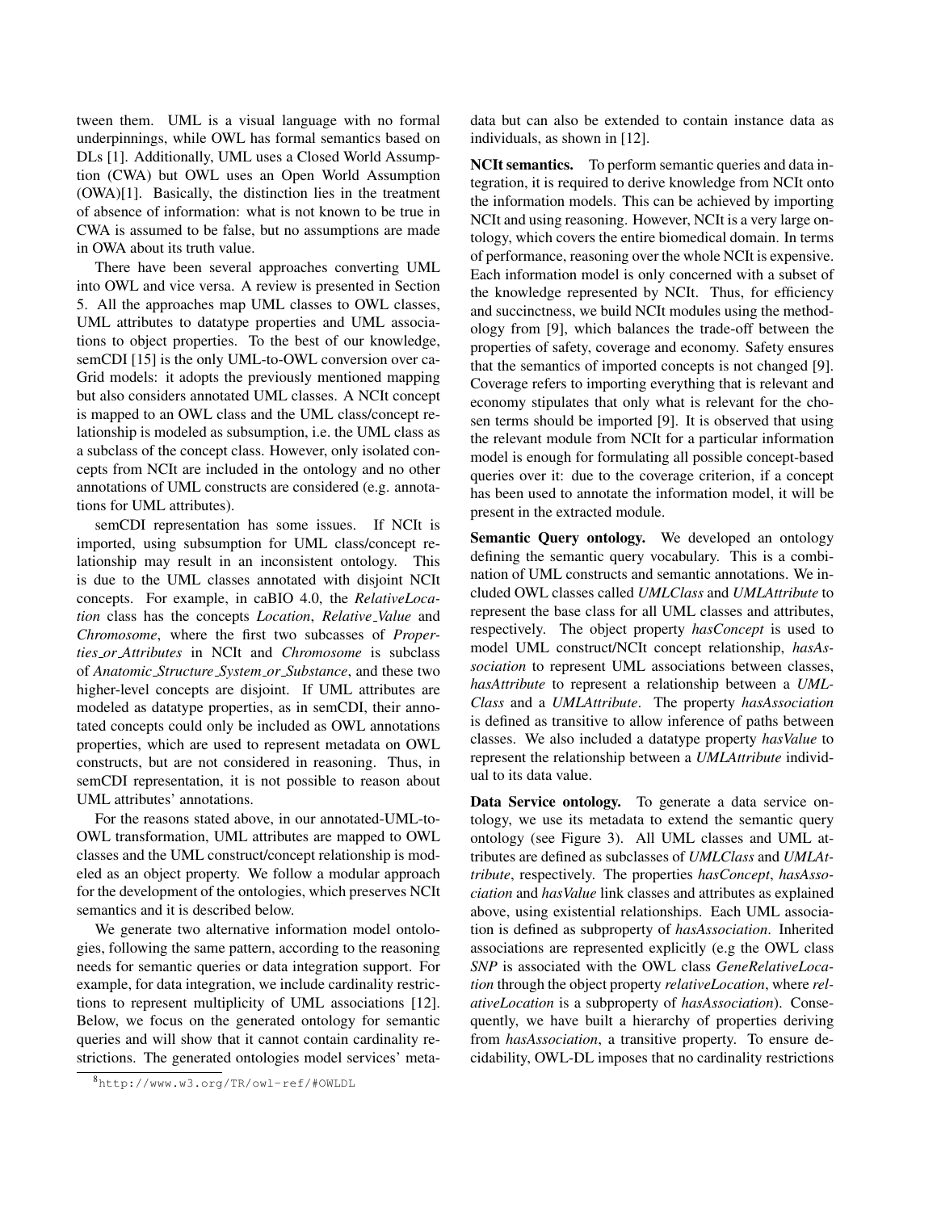tween them. UML is a visual language with no formal underpinnings, while OWL has formal semantics based on DLs [1]. Additionally, UML uses a Closed World Assumption (CWA) but OWL uses an Open World Assumption (OWA)[1]. Basically, the distinction lies in the treatment of absence of information: what is not known to be true in CWA is assumed to be false, but no assumptions are made in OWA about its truth value.

There have been several approaches converting UML into OWL and vice versa. A review is presented in Section 5. All the approaches map UML classes to OWL classes, UML attributes to datatype properties and UML associations to object properties. To the best of our knowledge, semCDI [15] is the only UML-to-OWL conversion over caGrid models: it adopts the previously mentioned mapping but also considers annotated UML classes. A NCIt concept is mapped to an OWL class and the UML class/concept relationship is modeled as subsumption, i.e. the UML class as a subclass of the concept class. However, only isolated concepts from NCIt are included in the ontology and no other annotations of UML constructs are considered (e.g. annotations for UML attributes).

semCDI representation has some issues. If NCIt is imported, using subsumption for UML class/concept relationship may result in an inconsistent ontology. This is due to the UML classes annotated with disjoint NCIt concepts. For example, in caBIO 4.0, the *RelativeLocation* class has the concepts *Location*, *Relative_Value* and *Chromosome*, where the first two subcasses of *Properties_or_Attributes* in NCIt and *Chromosome* is subclass of *Anatomic_Structure_System_or_Substance*, and these two higher-level concepts are disjoint. If UML attributes are modeled as datatype properties, as in semCDI, their annotated concepts could only be included as OWL annotations properties, which are used to represent metadata on OWL constructs, but are not considered in reasoning. Thus, in semCDI representation, it is not possible to reason about UML attributes' annotations.

For the reasons stated above, in our annotated-UML-to-OWL transformation, UML attributes are mapped to OWL classes and the UML construct/concept relationship is modeled as an object property. We follow a modular approach for the development of the ontologies, which preserves NCIt semantics and it is described below.

We generate two alternative information model ontologies, following the same pattern, according to the reasoning needs for semantic queries or data integration support. For example, for data integration, we include cardinality restrictions to represent multiplicity of UML associations [12]. Below, we focus on the generated ontology for semantic queries and will show that it cannot contain cardinality restrictions. The generated ontologies model services' metadata but can also be extended to contain instance data as individuals, as shown in [12].

[8] http://www.w3.org/TR/owl-ref/#OWLDL

**NCIt semantics.** To perform semantic queries and data integration, it is required to derive knowledge from NCIt onto the information models. This can be achieved by importing NCIt and using reasoning. However, NCIt is a very large ontology, which covers the entire biomedical domain. In terms of performance, reasoning over the whole NCIt is expensive. Each information model is only concerned with a subset of the knowledge represented by NCIt. Thus, for efficiency and succinctness, we build NCIt modules using the methodology from [9], which balances the trade-off between the properties of safety, coverage and economy. Safety ensures that the semantics of imported concepts is not changed [9]. Coverage refers to importing everything that is relevant and economy stipulates that only what is relevant for the chosen terms should be imported [9]. It is observed that using the relevant module from NCIt for a particular information model is enough for formulating all possible concept-based queries over it: due to the coverage criterion, if a concept has been used to annotate the information model, it will be present in the extracted module.

**Semantic Query ontology.** We developed an ontology defining the semantic query vocabulary. This is a combination of UML constructs and semantic annotations. We included OWL classes called *UMLClass* and *UMLAttribute* to represent the base class for all UML classes and attributes, respectively. The object property *hasConcept* is used to model UML construct/NCIt concept relationship, *hasAssociation* to represent UML associations between classes, *hasAttribute* to represent a relationship between a *UMLClass* and a *UMLAttribute*. The property *hasAssociation* is defined as transitive to allow inference of paths between classes. We also included a datatype property *hasValue* to represent the relationship between a *UMLAttribute* individual to its data value.

**Data Service ontology.** To generate a data service ontology, we use its metadata to extend the semantic query ontology (see Figure 3). All UML classes and UML attributes are defined as subclasses of *UMLClass* and *UMLAttribute*, respectively. The properties *hasConcept*, *hasAssociation* and *hasValue* link classes and attributes as explained above, using existential relationships. Each UML association is defined as subproperty of *hasAssociation*. Inherited associations are represented explicitly (e.g the OWL class *SNP* is associated with the OWL class *GeneRelativeLocation* through the object property *relativeLocation*, where *relativeLocation* is a subproperty of *hasAssociation*). Consequently, we have built a hierarchy of properties deriving from *hasAssociation*, a transitive property. To ensure decidability, OWL-DL imposes that no cardinality restrictions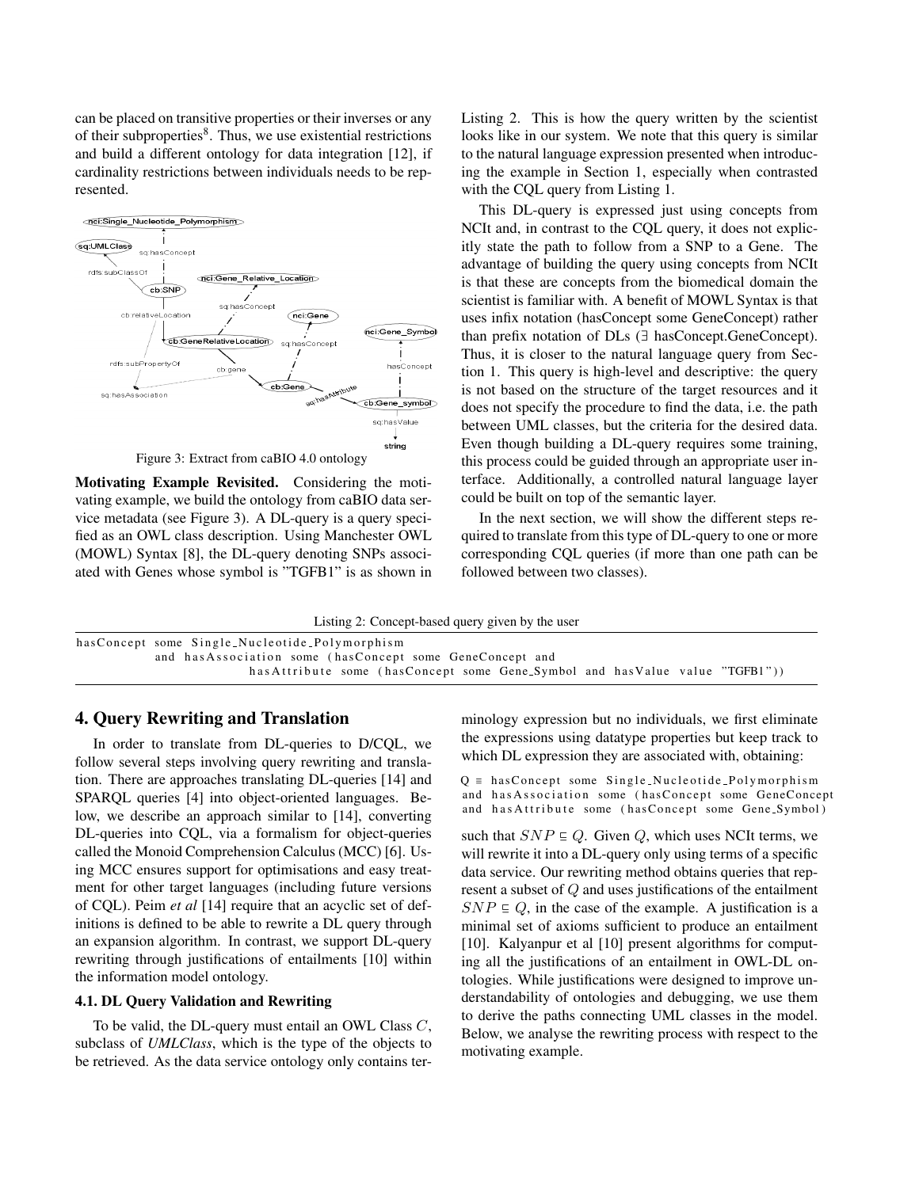can be placed on transitive properties or their inverses or any of their subproperties[8]. Thus, we use existential restrictions and build a different ontology for data integration [12], if cardinality restrictions between individuals needs to be represented.

Figure 3: Extract from caBIO 4.0 ontology

**Motivating Example Revisited.** Considering the motivating example, we build the ontology from caBIO data service metadata (see Figure 3). A DL-query is a query specified as an OWL class description. Using Manchester OWL (MOWL) Syntax [8], the DL-query denoting SNPs associated with Genes whose symbol is "TGFB1" is as shown in Listing 2. This is how the query written by the scientist looks like in our system. We note that this query is similar to the natural language expression presented when introducing the example in Section 1, especially when contrasted with the CQL query from Listing 1.

This DL-query is expressed just using concepts from NCIt and, in contrast to the CQL query, it does not explicitly state the path to follow from a SNP to a Gene. The advantage of building the query using concepts from NCIt is that these are concepts from the biomedical domain the scientist is familiar with. A benefit of MOWL Syntax is that uses infix notation (hasConcept some GeneConcept) rather than prefix notation of DLs ($\exists$ hasConcept.GeneConcept). Thus, it is closer to the natural language query from Section 1. This query is high-level and descriptive: the query is not based on the structure of the target resources and it does not specify the procedure to find the data, i.e. the path between UML classes, but the criteria for the desired data. Even though building a DL-query requires some training, this process could be guided through an appropriate user interface. Additionally, a controlled natural language layer could be built on top of the semantic layer.

In the next section, we will show the different steps required to translate from this type of DL-query to one or more corresponding CQL queries (if more than one path can be followed between two classes).

Listing 2: Concept-based query given by the user

```
hasConcept some Single_Nucleotide_Polymorphism
      and hasAssociation some (hasConcept some GeneConcept and
                 hasAttribute some (hasConcept some Gene_Symbol and hasValue value "TGFB1"))
```

## 4. Query Rewriting and Translation

In order to translate from DL-queries to D/CQL, we follow several steps involving query rewriting and translation. There are approaches translating DL-queries [14] and SPARQL queries [4] into object-oriented languages. Below, we describe an approach similar to [14], converting DL-queries into CQL, via a formalism for object-queries called the Monoid Comprehension Calculus (MCC) [6]. Using MCC ensures support for optimisations and easy treatment for other target languages (including future versions of CQL). Peim *et al* [14] require that an acyclic set of definitions is defined to be able to rewrite a DL query through an expansion algorithm. In contrast, we support DL-query rewriting through justifications of entailments [10] within the information model ontology.

### 4.1. DL Query Validation and Rewriting

To be valid, the DL-query must entail an OWL Class $C$, subclass of *UMLClass*, which is the type of the objects to be retrieved. As the data service ontology only contains terminology expression but no individuals, we first eliminate the expressions using datatype properties but keep track to which DL expression they are associated with, obtaining:

```
Q ≡ hasConcept some Single_Nucleotide_Polymorphism
and hasAssociation some (hasConcept some GeneConcept
and hasAttribute some (hasConcept some Gene_Symbol)
```

such that $SNP \sqsubseteq Q$. Given $Q$, which uses NCIt terms, we will rewrite it into a DL-query only using terms of a specific data service. Our rewriting method obtains queries that represent a subset of $Q$ and uses justifications of the entailment $SNP \sqsubseteq Q$, in the case of the example. A justification is a minimal set of axioms sufficient to produce an entailment [10]. Kalyanpur et al [10] present algorithms for computing all the justifications of an entailment in OWL-DL ontologies. While justifications were designed to improve understandability of ontologies and debugging, we use them to derive the paths connecting UML classes in the model. Below, we analyse the rewriting process with respect to the motivating example.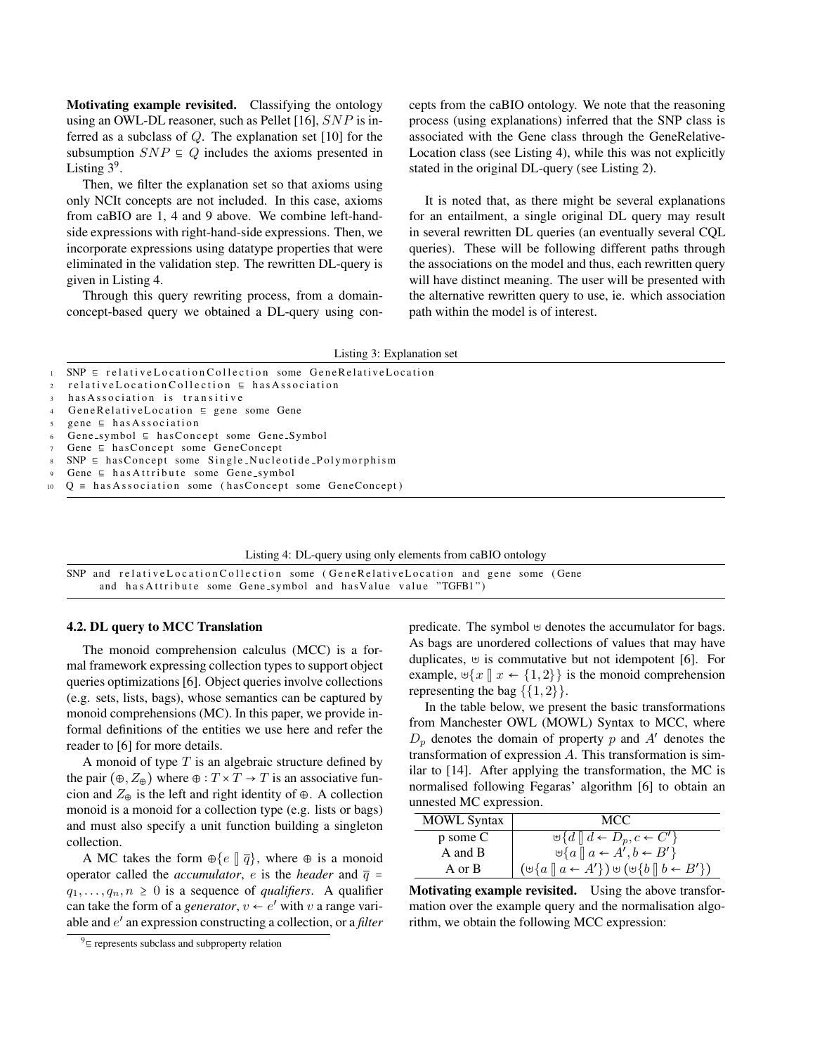**Motivating example revisited.** Classifying the ontology using an OWL-DL reasoner, such as Pellet [16], $SNP$ is inferred as a subclass of $Q$. The explanation set [10] for the subsumption $SNP \sqsubseteq Q$ includes the axioms presented in Listing 3[9].

Then, we filter the explanation set so that axioms using only NCIt concepts are not included. In this case, axioms from caBIO are 1, 4 and 9 above. We combine left-hand-side expressions with right-hand-side expressions. Then, we incorporate expressions using datatype properties that were eliminated in the validation step. The rewritten DL-query is given in Listing 4.

Through this query rewriting process, from a domain-concept-based query we obtained a DL-query using concepts from the caBIO ontology. We note that the reasoning process (using explanations) inferred that the SNP class is associated with the Gene class through the GeneRelativeLocation class (see Listing 4), while this was not explicitly stated in the original DL-query (see Listing 2).

It is noted that, as there might be several explanations for an entailment, a single original DL query may result in several rewritten DL queries (an eventually several CQL queries). These will be following different paths through the associations on the model and thus, each rewritten query will have distinct meaning. The user will be presented with the alternative rewritten query to use, ie. which association path within the model is of interest.

Listing 3: Explanation set

```
1  SNP ⊑ relativeLocationCollection some GeneRelativeLocation
2  relativeLocationCollection ⊑ hasAssociation
3  hasAssociation is transitive
4  GeneRelativeLocation ⊑ gene some Gene
5  gene ⊑ hasAssociation
6  Gene_symbol ⊑ hasConcept some Gene_Symbol
7  Gene ⊑ hasConcept some GeneConcept
8  SNP ⊑ hasConcept some Single_Nucleotide_Polymorphism
9  Gene ⊑ hasAttribute some Gene_symbol
10 Q ≡ hasAssociation some (hasConcept some GeneConcept)
```

Listing 4: DL-query using only elements from caBIO ontology

```
SNP and relativeLocationCollection some (GeneRelativeLocation and gene some (Gene
    and hasAttribute some Gene_symbol and hasValue value "TGFB1")
```

### 4.2. DL query to MCC Translation

The monoid comprehension calculus (MCC) is a formal framework expressing collection types to support object queries optimizations [6]. Object queries involve collections (e.g. sets, lists, bags), whose semantics can be captured by monoid comprehensions (MC). In this paper, we provide informal definitions of the entities we use here and refer the reader to [6] for more details.

A monoid of type $T$ is an algebraic structure defined by the pair $(\oplus, Z_\oplus)$ where $\oplus : T \times T \rightarrow T$ is an associative funcion and $Z_\oplus$ is the left and right identity of $\oplus$. A collection monoid is a monoid for a collection type (e.g. lists or bags) and must also specify a unit function building a singleton collection.

A MC takes the form $\oplus\{e \; [\!] \; \overline{q}\}$, where $\oplus$ is a monoid operator called the *accumulator*, $e$ is the *header* and $\overline{q} = q_1, \ldots, q_n, n \geq 0$ is a sequence of *qualifiers*. A qualifier can take the form of a *generator*, $v \leftarrow e'$ with $v$ a range variable and $e'$ an expression constructing a collection, or a *filter* predicate. The symbol $\uplus$ denotes the accumulator for bags. As bags are unordered collections of values that may have duplicates, $\uplus$ is commutative but not idempotent [6]. For example, $\uplus\{x \; [\!] \; x \leftarrow \{1,2\}\}$ is the monoid comprehension representing the bag $\{\{1,2\}\}$.

In the table below, we present the basic transformations from Manchester OWL (MOWL) Syntax to MCC, where $D_p$ denotes the domain of property $p$ and $A'$ denotes the transformation of expression $A$. This transformation is similar to [14]. After applying the transformation, the MC is normalised following Fegaras' algorithm [6] to obtain an unnested MC expression.

| MOWL Syntax | MCC |
|---|---|
| p some C | $\uplus\{d \; [\!] \; d \leftarrow D_p, c \leftarrow C'\}$ |
| A and B | $\uplus\{a \; [\!] \; a \leftarrow A', b \leftarrow B'\}$ |
| A or B | $(\uplus\{a \; [\!] \; a \leftarrow A'\}) \uplus (\uplus\{b \; [\!] \; b \leftarrow B'\})$ |

**Motivating example revisited.** Using the above transformation over the example query and the normalisation algorithm, we obtain the following MCC expression:

[9] $\sqsubseteq$ represents subclass and subproperty relation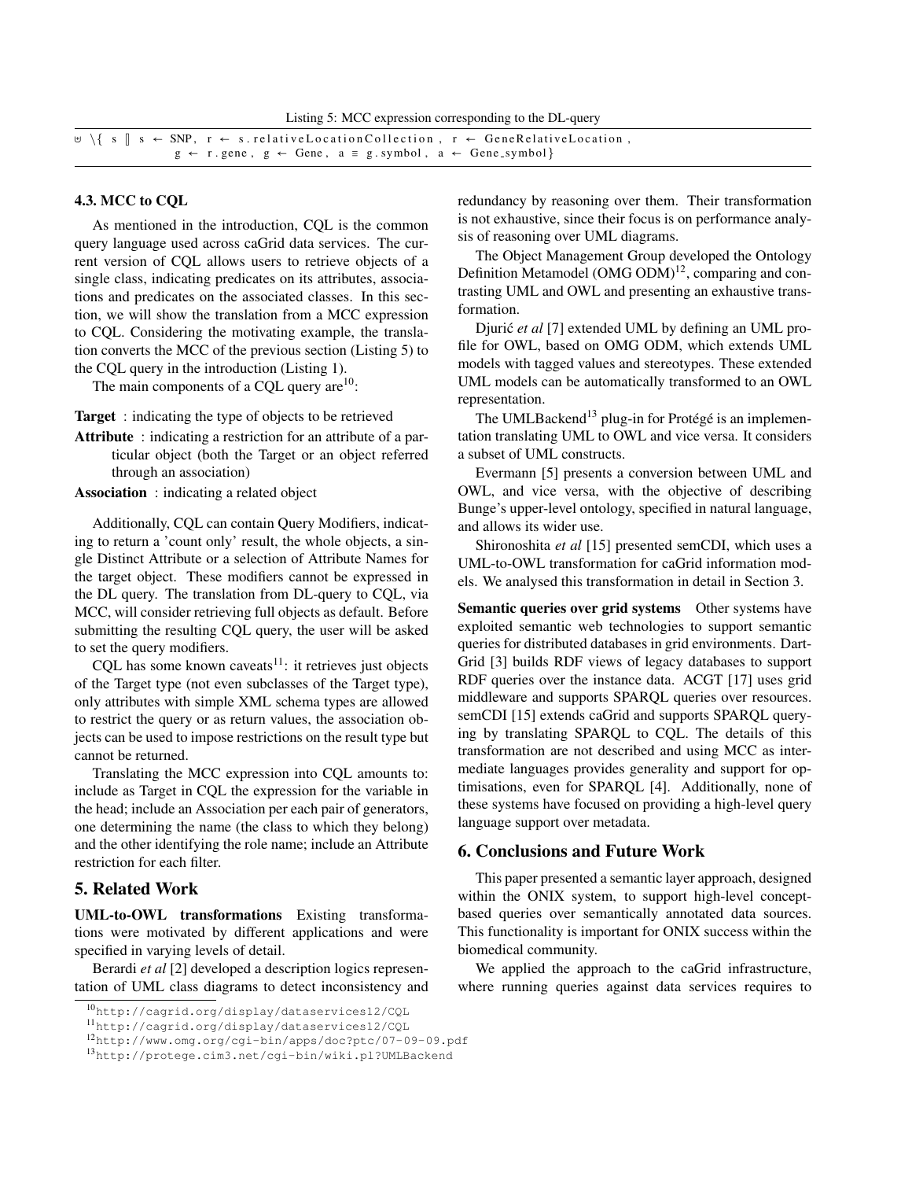Listing 5: MCC expression corresponding to the DL-query

```
⊎ \{ s ‖ s ← SNP, r ← s.relativeLocationCollection, r ← GeneRelativeLocation,
         g ← r.gene, g ← Gene, a ≡ g.symbol, a ← Gene_symbol}
```

### 4.3. MCC to CQL

As mentioned in the introduction, CQL is the common query language used across caGrid data services. The current version of CQL allows users to retrieve objects of a single class, indicating predicates on its attributes, associations and predicates on the associated classes. In this section, we will show the translation from a MCC expression to CQL. Considering the motivating example, the translation converts the MCC of the previous section (Listing 5) to the CQL query in the introduction (Listing 1).

The main components of a CQL query are[10]:

**Target** : indicating the type of objects to be retrieved

**Attribute** : indicating a restriction for an attribute of a particular object (both the Target or an object referred through an association)

**Association** : indicating a related object

Additionally, CQL can contain Query Modifiers, indicating to return a 'count only' result, the whole objects, a single Distinct Attribute or a selection of Attribute Names for the target object. These modifiers cannot be expressed in the DL query. The translation from DL-query to CQL, via MCC, will consider retrieving full objects as default. Before submitting the resulting CQL query, the user will be asked to set the query modifiers.

CQL has some known caveats[11]: it retrieves just objects of the Target type (not even subclasses of the Target type), only attributes with simple XML schema types are allowed to restrict the query or as return values, the association objects can be used to impose restrictions on the result type but cannot be returned.

Translating the MCC expression into CQL amounts to: include as Target in CQL the expression for the variable in the head; include an Association per each pair of generators, one determining the name (the class to which they belong) and the other identifying the role name; include an Attribute restriction for each filter.

## 5. Related Work

**UML-to-OWL transformations** Existing transformations were motivated by different applications and were specified in varying levels of detail.

Berardi *et al* [2] developed a description logics representation of UML class diagrams to detect inconsistency and redundancy by reasoning over them. Their transformation is not exhaustive, since their focus is on performance analysis of reasoning over UML diagrams.

The Object Management Group developed the Ontology Definition Metamodel (OMG ODM)[12], comparing and contrasting UML and OWL and presenting an exhaustive transformation.

Djurić *et al* [7] extended UML by defining an UML profile for OWL, based on OMG ODM, which extends UML models with tagged values and stereotypes. These extended UML models can be automatically transformed to an OWL representation.

The UMLBackend[13] plug-in for Protégé is an implementation translating UML to OWL and vice versa. It considers a subset of UML constructs.

Evermann [5] presents a conversion between UML and OWL, and vice versa, with the objective of describing Bunge's upper-level ontology, specified in natural language, and allows its wider use.

Shironoshita *et al* [15] presented semCDI, which uses a UML-to-OWL transformation for caGrid information models. We analysed this transformation in detail in Section 3.

**Semantic queries over grid systems** Other systems have exploited semantic web technologies to support semantic queries for distributed databases in grid environments. DartGrid [3] builds RDF views of legacy databases to support RDF queries over the instance data. ACGT [17] uses grid middleware and supports SPARQL queries over resources. semCDI [15] extends caGrid and supports SPARQL querying by translating SPARQL to CQL. The details of this transformation are not described and using MCC as intermediate languages provides generality and support for optimisations, even for SPARQL [4]. Additionally, none of these systems have focused on providing a high-level query language support over metadata.

## 6. Conclusions and Future Work

This paper presented a semantic layer approach, designed within the ONIX system, to support high-level concept-based queries over semantically annotated data sources. This functionality is important for ONIX success within the biomedical community.

We applied the approach to the caGrid infrastructure, where running queries against data services requires to

---

[10] http://cagrid.org/display/dataservices12/CQL

[11] http://cagrid.org/display/dataservices12/CQL

[12] http://www.omg.org/cgi-bin/apps/doc?ptc/07-09-09.pdf

[13] http://protege.cim3.net/cgi-bin/wiki.pl?UMLBackend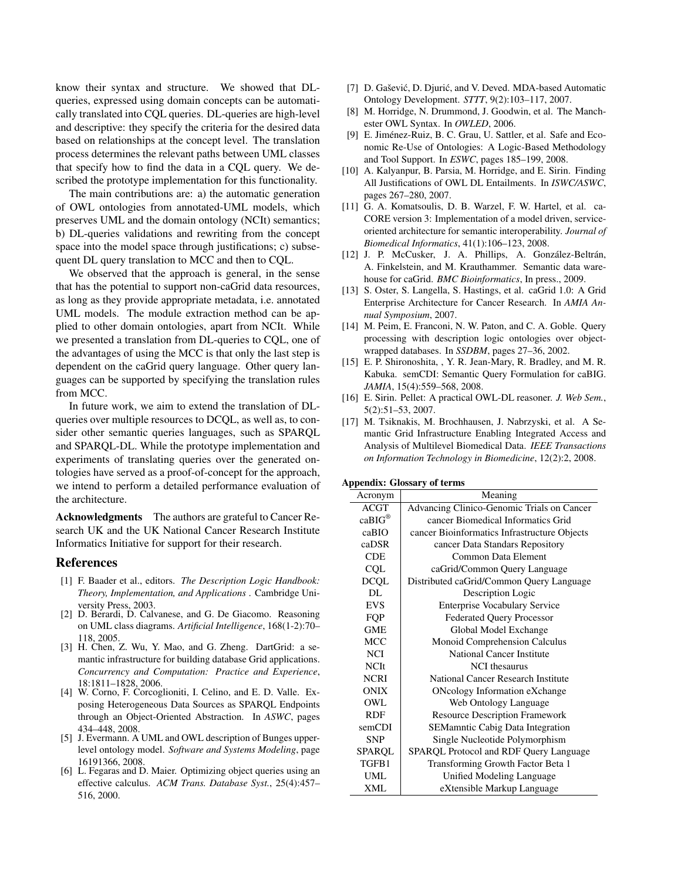know their syntax and structure. We showed that DL-queries, expressed using domain concepts can be automatically translated into CQL queries. DL-queries are high-level and descriptive: they specify the criteria for the desired data based on relationships at the concept level. The translation process determines the relevant paths between UML classes that specify how to find the data in a CQL query. We described the prototype implementation for this functionality.

The main contributions are: a) the automatic generation of OWL ontologies from annotated-UML models, which preserves UML and the domain ontology (NCIt) semantics; b) DL-queries validations and rewriting from the concept space into the model space through justifications; c) subsequent DL query translation to MCC and then to CQL.

We observed that the approach is general, in the sense that has the potential to support non-caGrid data resources, as long as they provide appropriate metadata, i.e. annotated UML models. The module extraction method can be applied to other domain ontologies, apart from NCIt. While we presented a translation from DL-queries to CQL, one of the advantages of using the MCC is that only the last step is dependent on the caGrid query language. Other query languages can be supported by specifying the translation rules from MCC.

In future work, we aim to extend the translation of DL-queries over multiple resources to DCQL, as well as, to consider other semantic queries languages, such as SPARQL and SPARQL-DL. While the prototype implementation and experiments of translating queries over the generated ontologies have served as a proof-of-concept for the approach, we intend to perform a detailed performance evaluation of the architecture.

**Acknowledgments** The authors are grateful to Cancer Research UK and the UK National Cancer Research Institute Informatics Initiative for support for their research.

## References

[1] F. Baader et al., editors. *The Description Logic Handbook: Theory, Implementation, and Applications* . Cambridge University Press, 2003.

[2] D. Berardi, D. Calvanese, and G. De Giacomo. Reasoning on UML class diagrams. *Artificial Intelligence*, 168(1-2):70–118, 2005.

[3] H. Chen, Z. Wu, Y. Mao, and G. Zheng. DartGrid: a semantic infrastructure for building database Grid applications. *Concurrency and Computation: Practice and Experience*, 18:1811–1828, 2006.

[4] W. Corno, F. Corcoglioniti, I. Celino, and E. D. Valle. Exposing Heterogeneous Data Sources as SPARQL Endpoints through an Object-Oriented Abstraction. In *ASWC*, pages 434–448, 2008.

[5] J. Evermann. A UML and OWL description of Bunges upper-level ontology model. *Software and Systems Modeling*, page 16191366, 2008.

[6] L. Fegaras and D. Maier. Optimizing object queries using an effective calculus. *ACM Trans. Database Syst.*, 25(4):457–516, 2000.

[7] D. Gašević, D. Djurić, and V. Deved. MDA-based Automatic Ontology Development. *STTT*, 9(2):103–117, 2007.

[8] M. Horridge, N. Drummond, J. Goodwin, et al. The Manchester OWL Syntax. In *OWLED*, 2006.

[9] E. Jiménez-Ruiz, B. C. Grau, U. Sattler, et al. Safe and Economic Re-Use of Ontologies: A Logic-Based Methodology and Tool Support. In *ESWC*, pages 185–199, 2008.

[10] A. Kalyanpur, B. Parsia, M. Horridge, and E. Sirin. Finding All Justifications of OWL DL Entailments. In *ISWC/ASWC*, pages 267–280, 2007.

[11] G. A. Komatsoulis, D. B. Warzel, F. W. Hartel, et al. caCORE version 3: Implementation of a model driven, service-oriented architecture for semantic interoperability. *Journal of Biomedical Informatics*, 41(1):106–123, 2008.

[12] J. P. McCusker, J. A. Phillips, A. González-Beltrán, A. Finkelstein, and M. Krauthammer. Semantic data warehouse for caGrid. *BMC Bioinformatics*, In press., 2009.

[13] S. Oster, S. Langella, S. Hastings, et al. caGrid 1.0: A Grid Enterprise Architecture for Cancer Research. In *AMIA Annual Symposium*, 2007.

[14] M. Peim, E. Franconi, N. W. Paton, and C. A. Goble. Query processing with description logic ontologies over object-wrapped databases. In *SSDBM*, pages 27–36, 2002.

[15] E. P. Shironoshita, , Y. R. Jean-Mary, R. Bradley, and M. R. Kabuka. semCDI: Semantic Query Formulation for caBIG. *JAMIA*, 15(4):559–568, 2008.

[16] E. Sirin. Pellet: A practical OWL-DL reasoner. *J. Web Sem.*, 5(2):51–53, 2007.

[17] M. Tsiknakis, M. Brochhausen, J. Nabrzyski, et al. A Semantic Grid Infrastructure Enabling Integrated Access and Analysis of Multilevel Biomedical Data. *IEEE Transactions on Information Technology in Biomedicine*, 12(2):2, 2008.

**Appendix: Glossary of terms**

| Acronym | Meaning |
|---|---|
| ACGT | Advancing Clinico-Genomic Trials on Cancer |
| caBIG® | cancer Biomedical Informatics Grid |
| caBIO | cancer Bioinformatics Infrastructure Objects |
| caDSR | cancer Data Standars Repository |
| CDE | Common Data Element |
| CQL | caGrid/Common Query Language |
| DCQL | Distributed caGrid/Common Query Language |
| DL | Description Logic |
| EVS | Enterprise Vocabulary Service |
| FQP | Federated Query Processor |
| GME | Global Model Exchange |
| MCC | Monoid Comprehension Calculus |
| NCI | National Cancer Institute |
| NCIt | NCI thesaurus |
| NCRI | National Cancer Research Institute |
| ONIX | ONcology Information eXchange |
| OWL | Web Ontology Language |
| RDF | Resource Description Framework |
| semCDI | SEMamntic Cabig Data Integration |
| SNP | Single Nucleotide Polymorphism |
| SPARQL | SPARQL Protocol and RDF Query Language |
| TGFB1 | Transforming Growth Factor Beta 1 |
| UML | Unified Modeling Language |
| XML | eXtensible Markup Language |